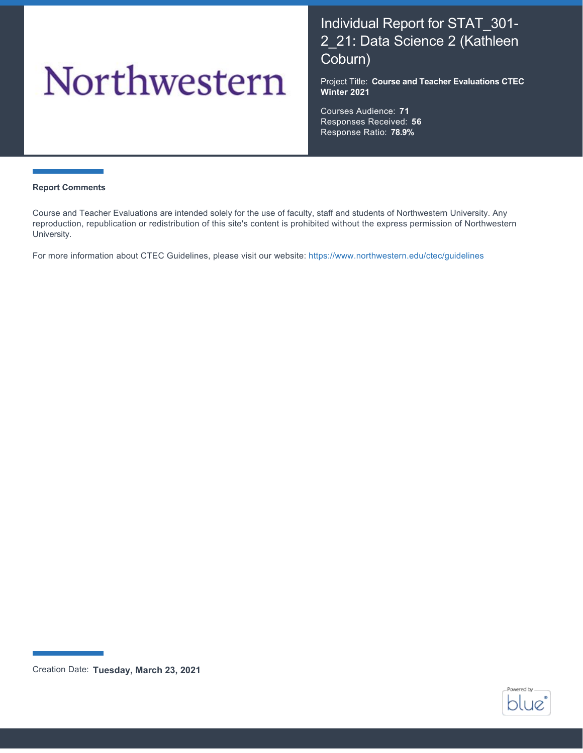Northwestern

# Individual Report for STAT_301-2_21: Data Science 2 (Kathleen Coburn)

Project Title: **Course and Teacher Evaluations CTEC Winter 2021**

Courses Audience: **71**
Responses Received: **56**
Response Ratio: **78.9%**

### Report Comments

Course and Teacher Evaluations are intended solely for the use of faculty, staff and students of Northwestern University. Any reproduction, republication or redistribution of this site's content is prohibited without the express permission of Northwestern University.

For more information about CTEC Guidelines, please visit our website: https://www.northwestern.edu/ctec/guidelines

Creation Date: **Tuesday, March 23, 2021**

Powered by blue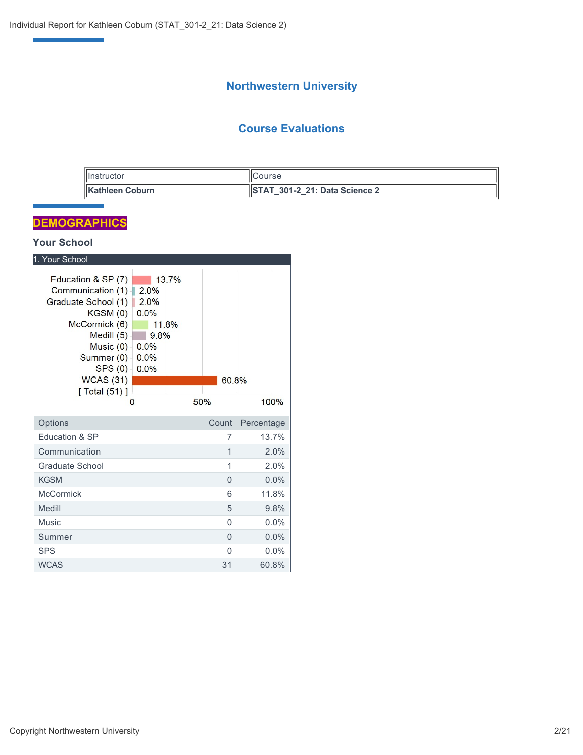# Northwestern University

## Course Evaluations

| Instructor | Course |
|---|---|
| **Kathleen Coburn** | **STAT_301-2_21: Data Science 2** |

## DEMOGRAPHICS

### Your School

1. Your School

| Options | Count | Percentage |
|---|---|---|
| Education & SP | 7 | 13.7% |
| Communication | 1 | 2.0% |
| Graduate School | 1 | 2.0% |
| KGSM | 0 | 0.0% |
| McCormick | 6 | 11.8% |
| Medill | 5 | 9.8% |
| Music | 0 | 0.0% |
| Summer | 0 | 0.0% |
| SPS | 0 | 0.0% |
| WCAS | 31 | 60.8% |

[ Total (51) ]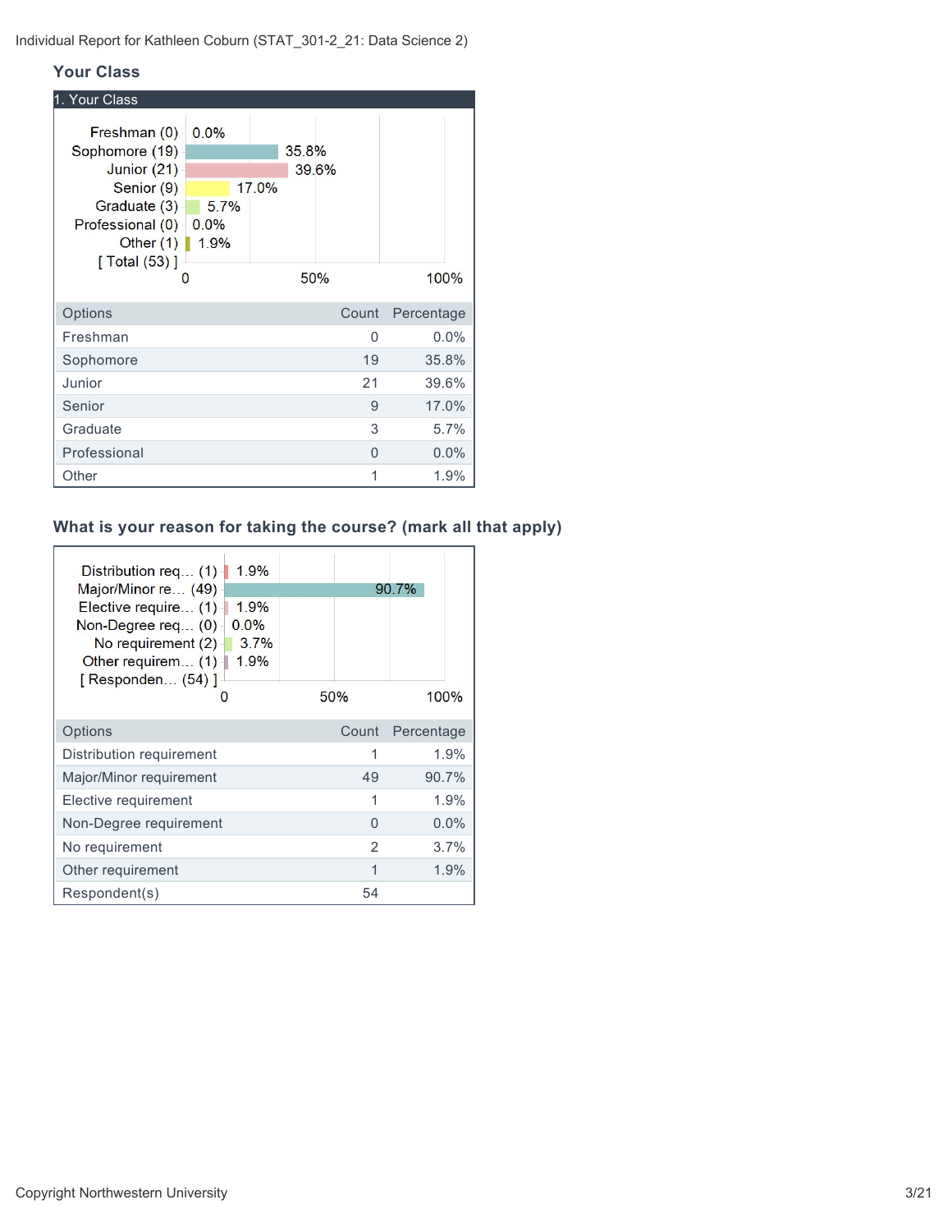## Your Class

### 1. Your Class

| Options | Count | Percentage |
|---|---|---|
| Freshman | 0 | 0.0% |
| Sophomore | 19 | 35.8% |
| Junior | 21 | 39.6% |
| Senior | 9 | 17.0% |
| Graduate | 3 | 5.7% |
| Professional | 0 | 0.0% |
| Other | 1 | 1.9% |

## What is your reason for taking the course? (mark all that apply)

| Options | Count | Percentage |
|---|---|---|
| Distribution requirement | 1 | 1.9% |
| Major/Minor requirement | 49 | 90.7% |
| Elective requirement | 1 | 1.9% |
| Non-Degree requirement | 0 | 0.0% |
| No requirement | 2 | 3.7% |
| Other requirement | 1 | 1.9% |
| Respondent(s) | 54 | |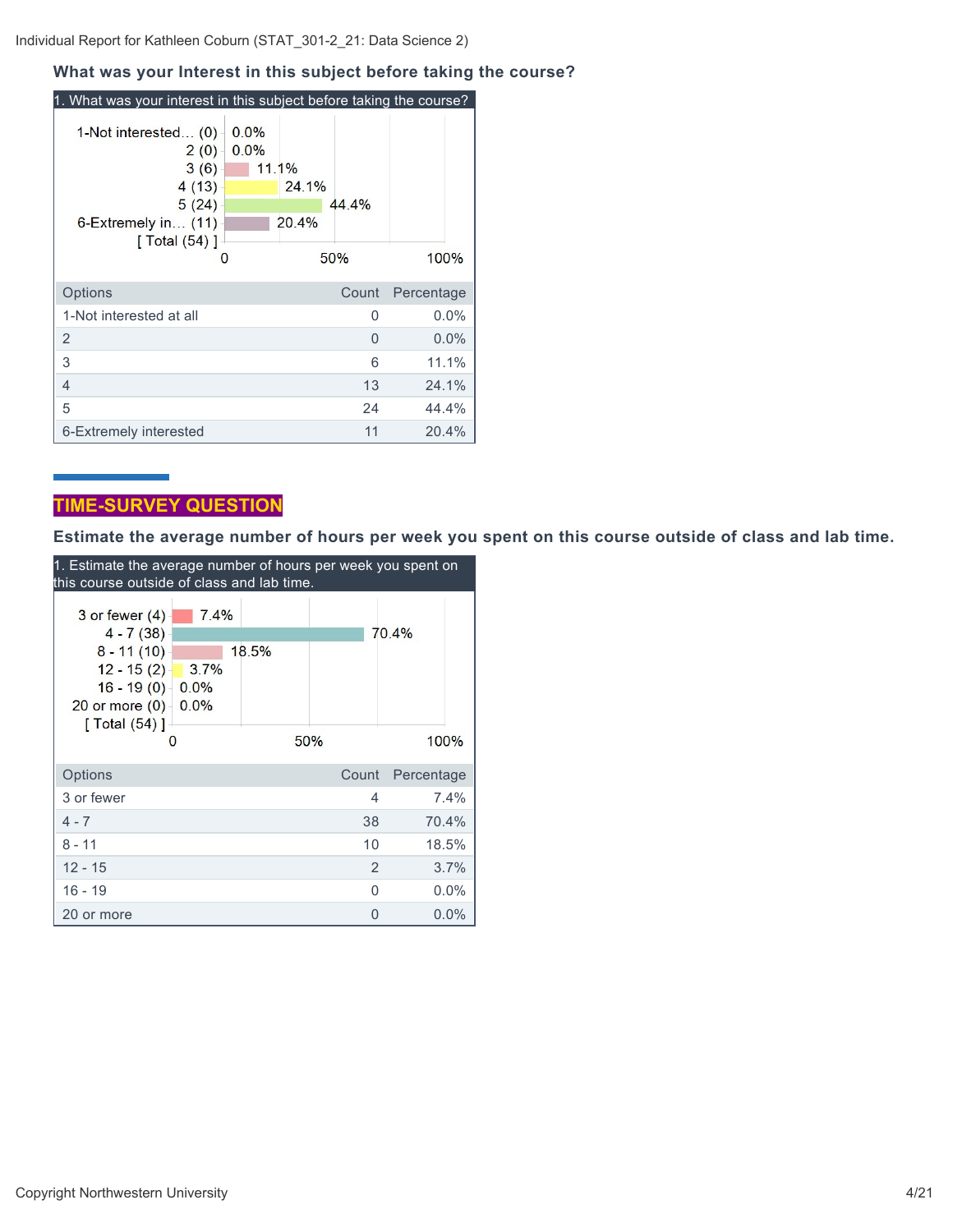## What was your Interest in this subject before taking the course?

1. What was your interest in this subject before taking the course?

| Options | Count | Percentage |
|---|---|---|
| 1-Not interested at all | 0 | 0.0% |
| 2 | 0 | 0.0% |
| 3 | 6 | 11.1% |
| 4 | 13 | 24.1% |
| 5 | 24 | 44.4% |
| 6-Extremely interested | 11 | 20.4% |

**TIME-SURVEY QUESTION**

## Estimate the average number of hours per week you spent on this course outside of class and lab time.

1. Estimate the average number of hours per week you spent on this course outside of class and lab time.

| Options | Count | Percentage |
|---|---|---|
| 3 or fewer | 4 | 7.4% |
| 4 - 7 | 38 | 70.4% |
| 8 - 11 | 10 | 18.5% |
| 12 - 15 | 2 | 3.7% |
| 16 - 19 | 0 | 0.0% |
| 20 or more | 0 | 0.0% |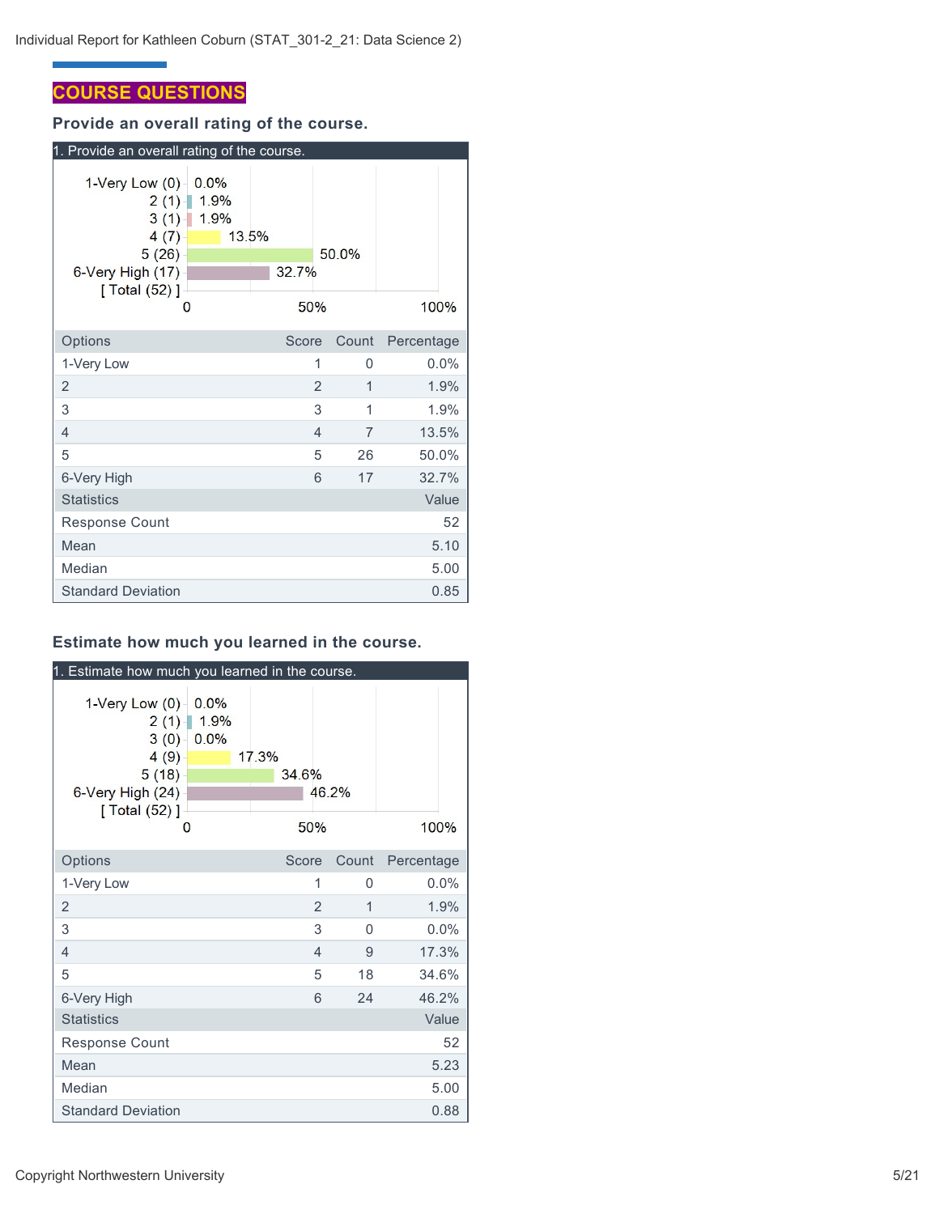## COURSE QUESTIONS

### Provide an overall rating of the course.

1. Provide an overall rating of the course.

1-Very Low (0) 0.0%
2 (1) 1.9%
3 (1) 1.9%
4 (7) 13.5%
5 (26) 50.0%
6-Very High (17) 32.7%
[ Total (52) ]

| Options | Score | Count | Percentage |
|---|---|---|---|
| 1-Very Low | 1 | 0 | 0.0% |
| 2 | 2 | 1 | 1.9% |
| 3 | 3 | 1 | 1.9% |
| 4 | 4 | 7 | 13.5% |
| 5 | 5 | 26 | 50.0% |
| 6-Very High | 6 | 17 | 32.7% |
| **Statistics** | | | **Value** |
| Response Count | | | 52 |
| Mean | | | 5.10 |
| Median | | | 5.00 |
| Standard Deviation | | | 0.85 |

### Estimate how much you learned in the course.

1. Estimate how much you learned in the course.

1-Very Low (0) 0.0%
2 (1) 1.9%
3 (0) 0.0%
4 (9) 17.3%
5 (18) 34.6%
6-Very High (24) 46.2%
[ Total (52) ]

| Options | Score | Count | Percentage |
|---|---|---|---|
| 1-Very Low | 1 | 0 | 0.0% |
| 2 | 2 | 1 | 1.9% |
| 3 | 3 | 0 | 0.0% |
| 4 | 4 | 9 | 17.3% |
| 5 | 5 | 18 | 34.6% |
| 6-Very High | 6 | 24 | 46.2% |
| **Statistics** | | | **Value** |
| Response Count | | | 52 |
| Mean | | | 5.23 |
| Median | | | 5.00 |
| Standard Deviation | | | 0.88 |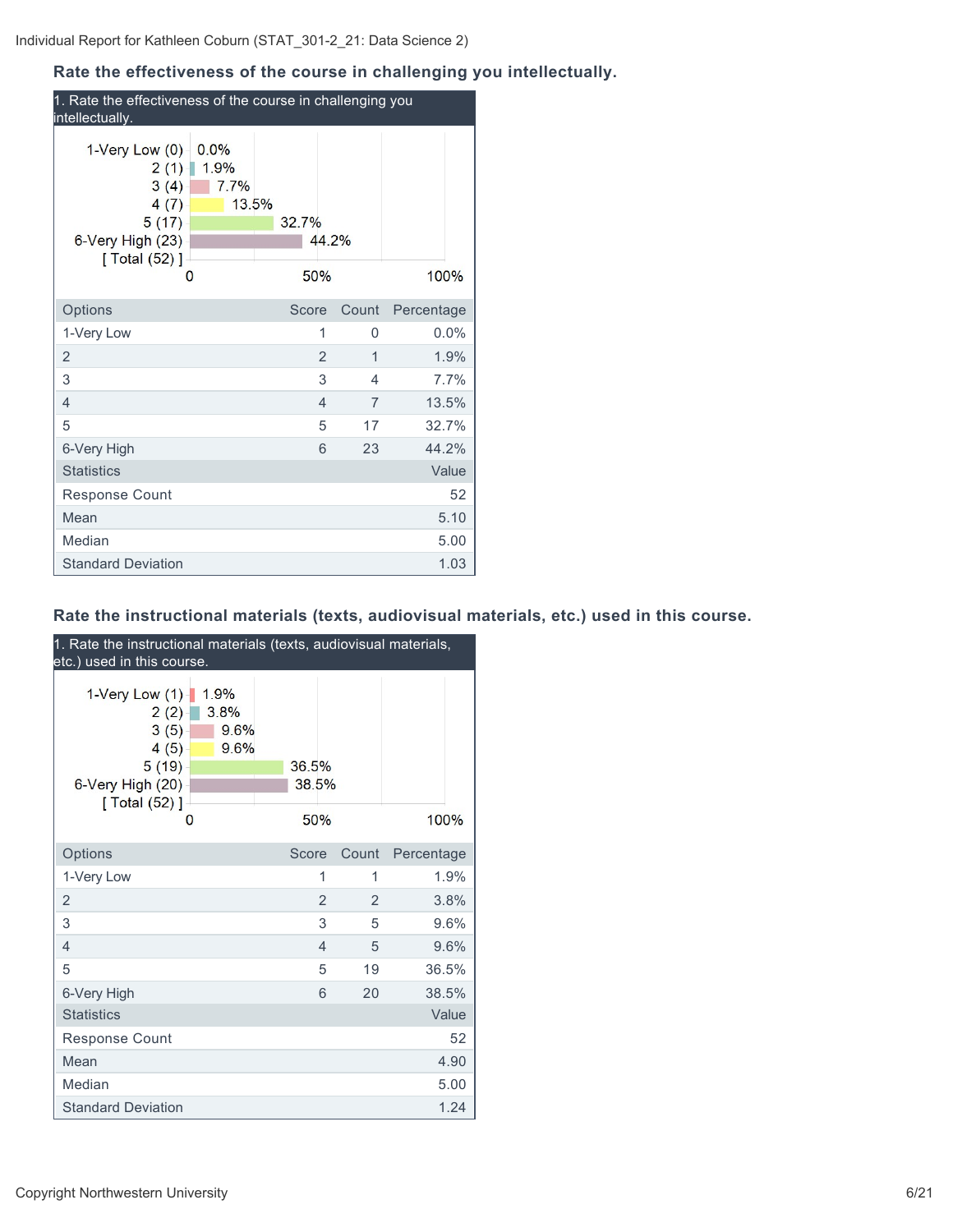## Rate the effectiveness of the course in challenging you intellectually.

1. Rate the effectiveness of the course in challenging you intellectually.

| Options | Score | Count | Percentage |
|---|---|---|---|
| 1-Very Low | 1 | 0 | 0.0% |
| 2 | 2 | 1 | 1.9% |
| 3 | 3 | 4 | 7.7% |
| 4 | 4 | 7 | 13.5% |
| 5 | 5 | 17 | 32.7% |
| 6-Very High | 6 | 23 | 44.2% |

| Statistics | Value |
|---|---|
| Response Count | 52 |
| Mean | 5.10 |
| Median | 5.00 |
| Standard Deviation | 1.03 |

## Rate the instructional materials (texts, audiovisual materials, etc.) used in this course.

1. Rate the instructional materials (texts, audiovisual materials, etc.) used in this course.

| Options | Score | Count | Percentage |
|---|---|---|---|
| 1-Very Low | 1 | 1 | 1.9% |
| 2 | 2 | 2 | 3.8% |
| 3 | 3 | 5 | 9.6% |
| 4 | 4 | 5 | 9.6% |
| 5 | 5 | 19 | 36.5% |
| 6-Very High | 6 | 20 | 38.5% |

| Statistics | Value |
|---|---|
| Response Count | 52 |
| Mean | 4.90 |
| Median | 5.00 |
| Standard Deviation | 1.24 |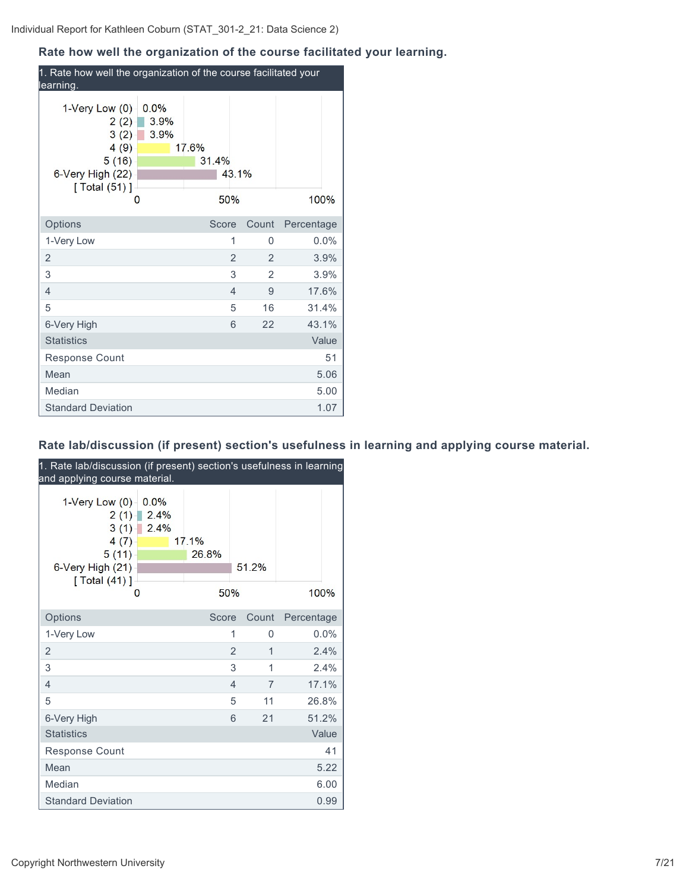### Rate how well the organization of the course facilitated your learning.

1. Rate how well the organization of the course facilitated your learning.

| Options | Score | Count | Percentage |
|---|---|---|---|
| 1-Very Low | 1 | 0 | 0.0% |
| 2 | 2 | 2 | 3.9% |
| 3 | 3 | 2 | 3.9% |
| 4 | 4 | 9 | 17.6% |
| 5 | 5 | 16 | 31.4% |
| 6-Very High | 6 | 22 | 43.1% |

| Statistics | Value |
|---|---|
| Response Count | 51 |
| Mean | 5.06 |
| Median | 5.00 |
| Standard Deviation | 1.07 |

### Rate lab/discussion (if present) section's usefulness in learning and applying course material.

1. Rate lab/discussion (if present) section's usefulness in learning and applying course material.

| Options | Score | Count | Percentage |
|---|---|---|---|
| 1-Very Low | 1 | 0 | 0.0% |
| 2 | 2 | 1 | 2.4% |
| 3 | 3 | 1 | 2.4% |
| 4 | 4 | 7 | 17.1% |
| 5 | 5 | 11 | 26.8% |
| 6-Very High | 6 | 21 | 51.2% |

| Statistics | Value |
|---|---|
| Response Count | 41 |
| Mean | 5.22 |
| Median | 6.00 |
| Standard Deviation | 0.99 |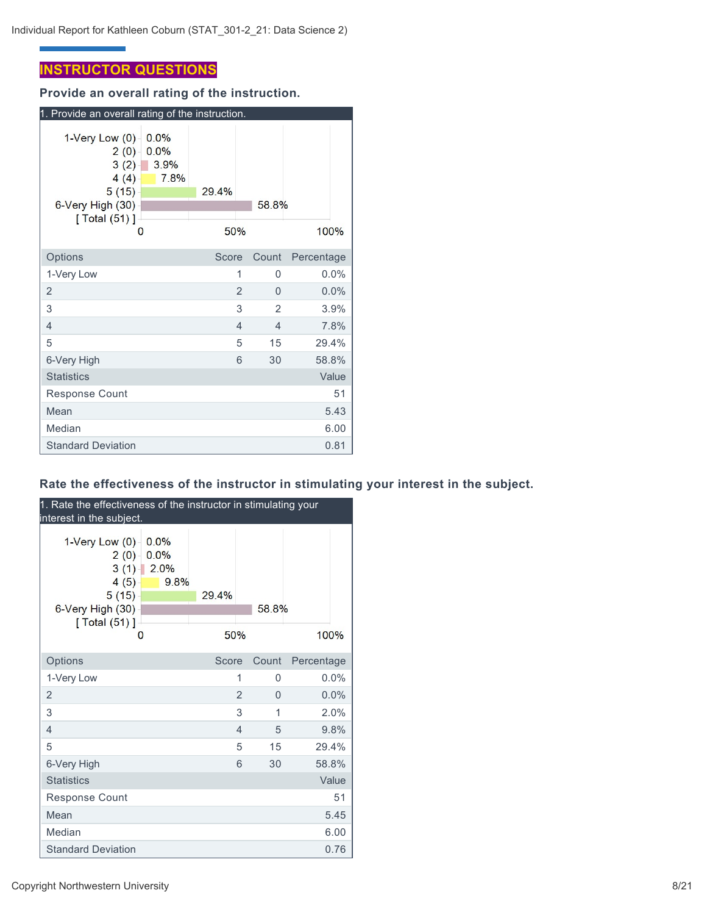## INSTRUCTOR QUESTIONS

### Provide an overall rating of the instruction.

1. Provide an overall rating of the instruction.

| Options | Score | Count | Percentage |
|---|---|---|---|
| 1-Very Low | 1 | 0 | 0.0% |
| 2 | 2 | 0 | 0.0% |
| 3 | 3 | 2 | 3.9% |
| 4 | 4 | 4 | 7.8% |
| 5 | 5 | 15 | 29.4% |
| 6-Very High | 6 | 30 | 58.8% |

| Statistics | Value |
|---|---|
| Response Count | 51 |
| Mean | 5.43 |
| Median | 6.00 |
| Standard Deviation | 0.81 |

### Rate the effectiveness of the instructor in stimulating your interest in the subject.

1. Rate the effectiveness of the instructor in stimulating your interest in the subject.

| Options | Score | Count | Percentage |
|---|---|---|---|
| 1-Very Low | 1 | 0 | 0.0% |
| 2 | 2 | 0 | 0.0% |
| 3 | 3 | 1 | 2.0% |
| 4 | 4 | 5 | 9.8% |
| 5 | 5 | 15 | 29.4% |
| 6-Very High | 6 | 30 | 58.8% |

| Statistics | Value |
|---|---|
| Response Count | 51 |
| Mean | 5.45 |
| Median | 6.00 |
| Standard Deviation | 0.76 |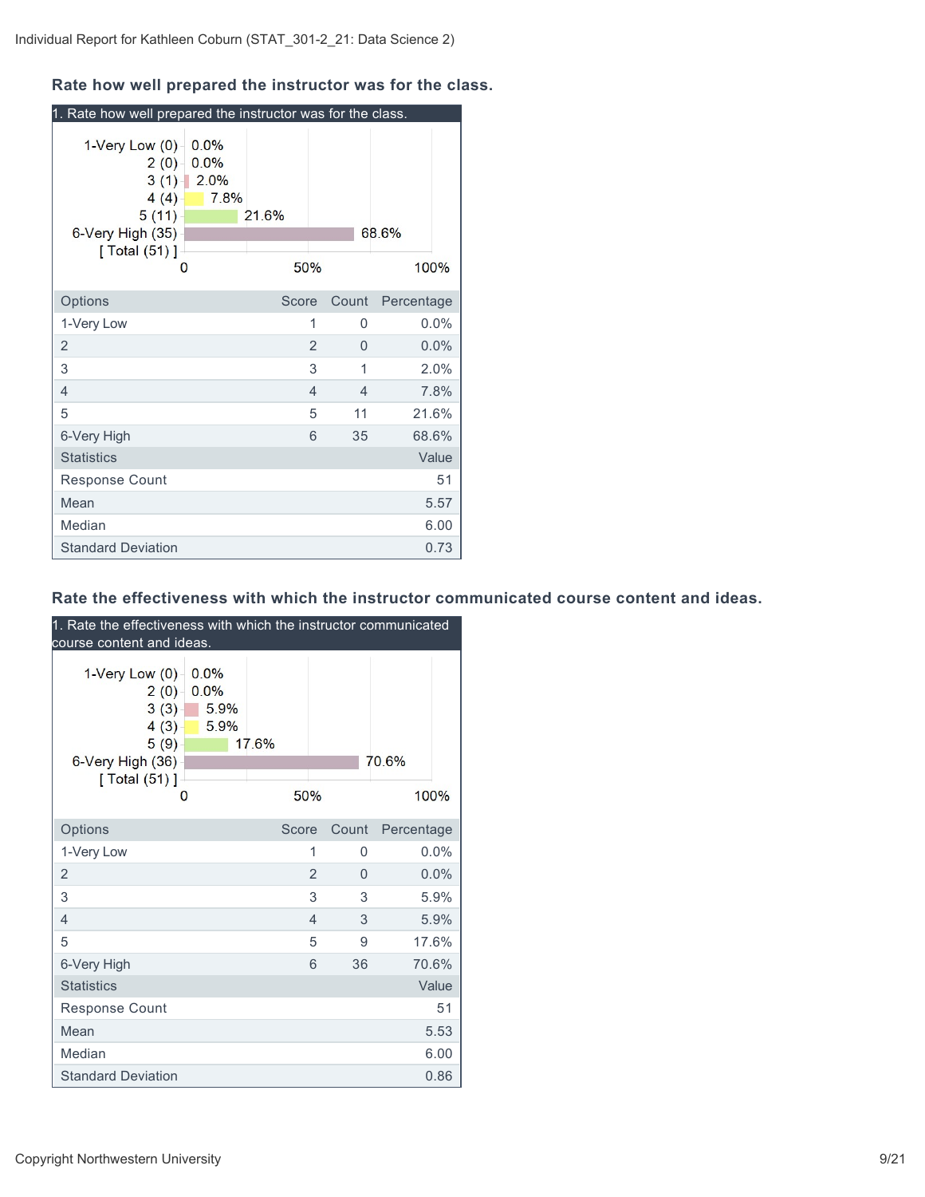## Rate how well prepared the instructor was for the class.

1. Rate how well prepared the instructor was for the class.

| Options | Score | Count | Percentage |
|---|---|---|---|
| 1-Very Low | 1 | 0 | 0.0% |
| 2 | 2 | 0 | 0.0% |
| 3 | 3 | 1 | 2.0% |
| 4 | 4 | 4 | 7.8% |
| 5 | 5 | 11 | 21.6% |
| 6-Very High | 6 | 35 | 68.6% |

| Statistics | Value |
|---|---|
| Response Count | 51 |
| Mean | 5.57 |
| Median | 6.00 |
| Standard Deviation | 0.73 |

## Rate the effectiveness with which the instructor communicated course content and ideas.

1. Rate the effectiveness with which the instructor communicated course content and ideas.

| Options | Score | Count | Percentage |
|---|---|---|---|
| 1-Very Low | 1 | 0 | 0.0% |
| 2 | 2 | 0 | 0.0% |
| 3 | 3 | 3 | 5.9% |
| 4 | 4 | 3 | 5.9% |
| 5 | 5 | 9 | 17.6% |
| 6-Very High | 6 | 36 | 70.6% |

| Statistics | Value |
|---|---|
| Response Count | 51 |
| Mean | 5.53 |
| Median | 6.00 |
| Standard Deviation | 0.86 |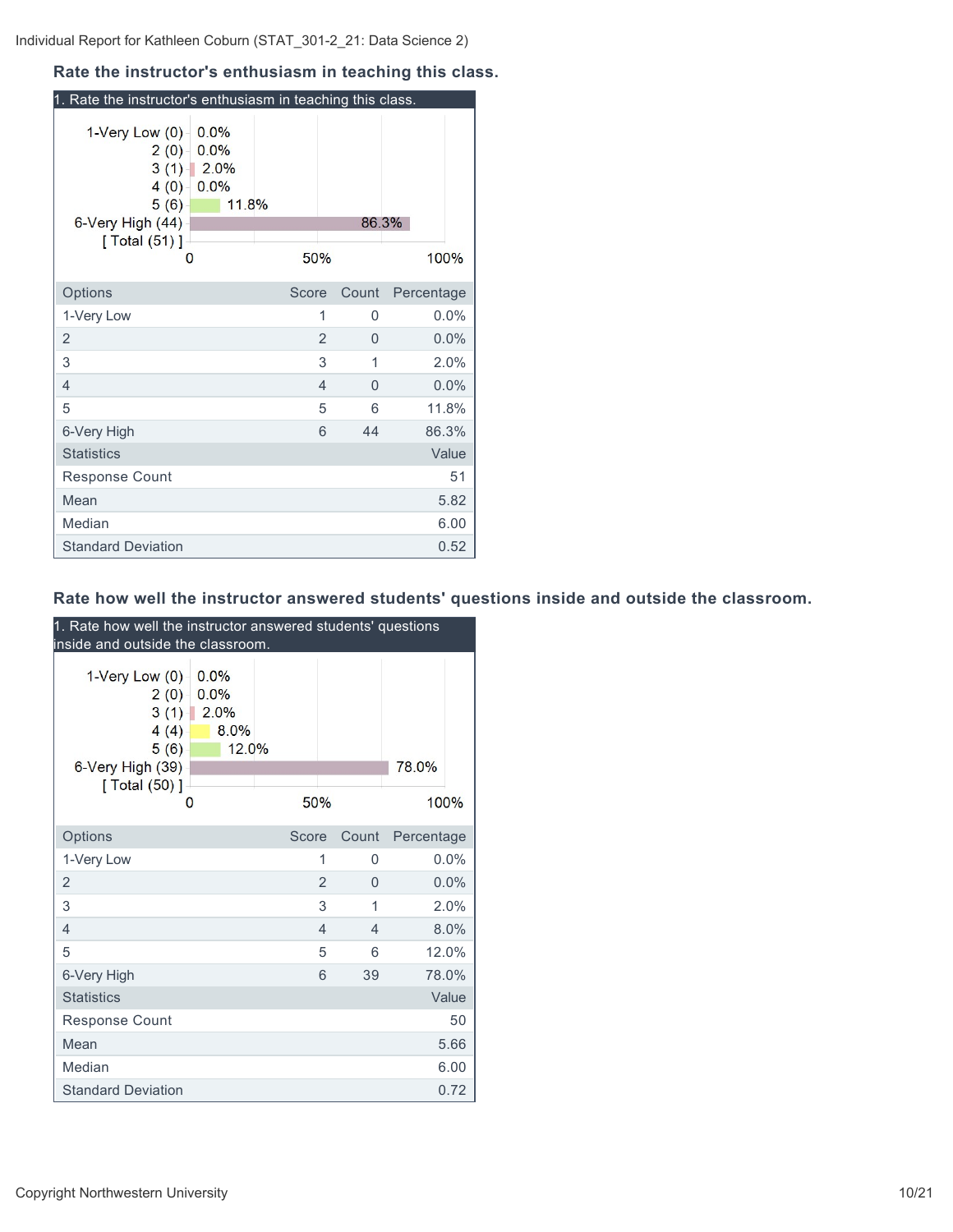### Rate the instructor's enthusiasm in teaching this class.

1. Rate the instructor's enthusiasm in teaching this class.

| Options | Score | Count | Percentage |
|---|---|---|---|
| 1-Very Low | 1 | 0 | 0.0% |
| 2 | 2 | 0 | 0.0% |
| 3 | 3 | 1 | 2.0% |
| 4 | 4 | 0 | 0.0% |
| 5 | 5 | 6 | 11.8% |
| 6-Very High | 6 | 44 | 86.3% |

| Statistics | Value |
|---|---|
| Response Count | 51 |
| Mean | 5.82 |
| Median | 6.00 |
| Standard Deviation | 0.52 |

### Rate how well the instructor answered students' questions inside and outside the classroom.

1. Rate how well the instructor answered students' questions inside and outside the classroom.

| Options | Score | Count | Percentage |
|---|---|---|---|
| 1-Very Low | 1 | 0 | 0.0% |
| 2 | 2 | 0 | 0.0% |
| 3 | 3 | 1 | 2.0% |
| 4 | 4 | 4 | 8.0% |
| 5 | 5 | 6 | 12.0% |
| 6-Very High | 6 | 39 | 78.0% |

| Statistics | Value |
|---|---|
| Response Count | 50 |
| Mean | 5.66 |
| Median | 6.00 |
| Standard Deviation | 0.72 |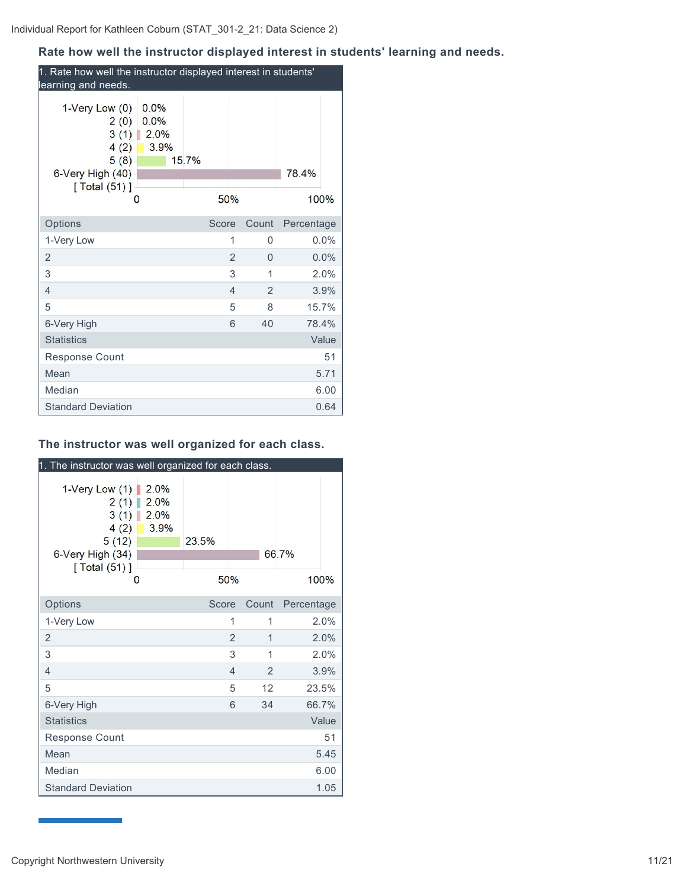## Rate how well the instructor displayed interest in students' learning and needs.

1. Rate how well the instructor displayed interest in students' learning and needs.

| Options | Score | Count | Percentage |
|---|---|---|---|
| 1-Very Low | 1 | 0 | 0.0% |
| 2 | 2 | 0 | 0.0% |
| 3 | 3 | 1 | 2.0% |
| 4 | 4 | 2 | 3.9% |
| 5 | 5 | 8 | 15.7% |
| 6-Very High | 6 | 40 | 78.4% |

| Statistics | Value |
|---|---|
| Response Count | 51 |
| Mean | 5.71 |
| Median | 6.00 |
| Standard Deviation | 0.64 |

## The instructor was well organized for each class.

1. The instructor was well organized for each class.

| Options | Score | Count | Percentage |
|---|---|---|---|
| 1-Very Low | 1 | 1 | 2.0% |
| 2 | 2 | 1 | 2.0% |
| 3 | 3 | 1 | 2.0% |
| 4 | 4 | 2 | 3.9% |
| 5 | 5 | 12 | 23.5% |
| 6-Very High | 6 | 34 | 66.7% |

| Statistics | Value |
|---|---|
| Response Count | 51 |
| Mean | 5.45 |
| Median | 6.00 |
| Standard Deviation | 1.05 |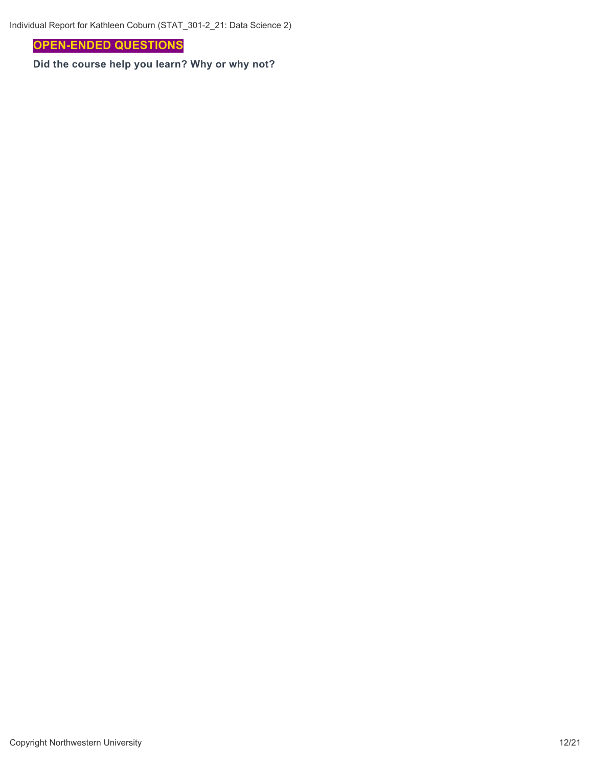## OPEN-ENDED QUESTIONS

**Did the course help you learn? Why or why not?**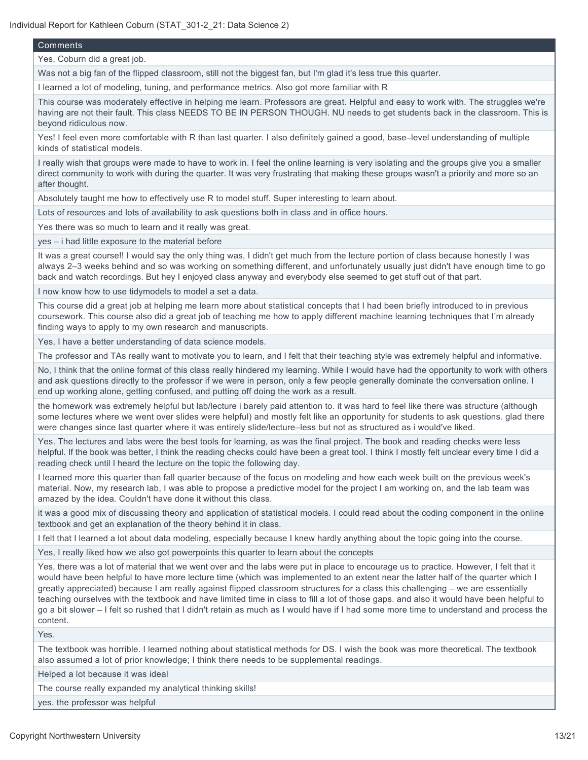| Comments |
| --- |
| Yes, Coburn did a great job. |
| Was not a big fan of the flipped classroom, still not the biggest fan, but I'm glad it's less true this quarter. |
| I learned a lot of modeling, tuning, and performance metrics. Also got more familiar with R |
| This course was moderately effective in helping me learn. Professors are great. Helpful and easy to work with. The struggles we're having are not their fault. This class NEEDS TO BE IN PERSON THOUGH. NU needs to get students back in the classroom. This is beyond ridiculous now. |
| Yes! I feel even more comfortable with R than last quarter. I also definitely gained a good, base–level understanding of multiple kinds of statistical models. |
| I really wish that groups were made to have to work in. I feel the online learning is very isolating and the groups give you a smaller direct community to work with during the quarter. It was very frustrating that making these groups wasn't a priority and more so an after thought. |
| Absolutely taught me how to effectively use R to model stuff. Super interesting to learn about. |
| Lots of resources and lots of availability to ask questions both in class and in office hours. |
| Yes there was so much to learn and it really was great. |
| yes – i had little exposure to the material before |
| It was a great course!! I would say the only thing was, I didn't get much from the lecture portion of class because honestly I was always 2–3 weeks behind and so was working on something different, and unfortunately usually just didn't have enough time to go back and watch recordings. But hey I enjoyed class anyway and everybody else seemed to get stuff out of that part. |
| I now know how to use tidymodels to model a set a data. |
| This course did a great job at helping me learn more about statistical concepts that I had been briefly introduced to in previous coursework. This course also did a great job of teaching me how to apply different machine learning techniques that I'm already finding ways to apply to my own research and manuscripts. |
| Yes, I have a better understanding of data science models. |
| The professor and TAs really want to motivate you to learn, and I felt that their teaching style was extremely helpful and informative. |
| No, I think that the online format of this class really hindered my learning. While I would have had the opportunity to work with others and ask questions directly to the professor if we were in person, only a few people generally dominate the conversation online. I end up working alone, getting confused, and putting off doing the work as a result. |
| the homework was extremely helpful but lab/lecture i barely paid attention to. it was hard to feel like there was structure (although some lectures where we went over slides were helpful) and mostly felt like an opportunity for students to ask questions. glad there were changes since last quarter where it was entirely slide/lecture–less but not as structured as i would've liked. |
| Yes. The lectures and labs were the best tools for learning, as was the final project. The book and reading checks were less helpful. If the book was better, I think the reading checks could have been a great tool. I think I mostly felt unclear every time I did a reading check until I heard the lecture on the topic the following day. |
| I learned more this quarter than fall quarter because of the focus on modeling and how each week built on the previous week's material. Now, my research lab, I was able to propose a predictive model for the project I am working on, and the lab team was amazed by the idea. Couldn't have done it without this class. |
| it was a good mix of discussing theory and application of statistical models. I could read about the coding component in the online textbook and get an explanation of the theory behind it in class. |
| I felt that I learned a lot about data modeling, especially because I knew hardly anything about the topic going into the course. |
| Yes, I really liked how we also got powerpoints this quarter to learn about the concepts |
| Yes, there was a lot of material that we went over and the labs were put in place to encourage us to practice. However, I felt that it would have been helpful to have more lecture time (which was implemented to an extent near the latter half of the quarter which I greatly appreciated) because I am really against flipped classroom structures for a class this challenging – we are essentially teaching ourselves with the textbook and have limited time in class to fill a lot of those gaps. and also it would have been helpful to go a bit slower – I felt so rushed that I didn't retain as much as I would have if I had some more time to understand and process the content. |
| Yes. |
| The textbook was horrible. I learned nothing about statistical methods for DS. I wish the book was more theoretical. The textbook also assumed a lot of prior knowledge; I think there needs to be supplemental readings. |
| Helped a lot because it was ideal |
| The course really expanded my analytical thinking skills! |
| yes. the professor was helpful |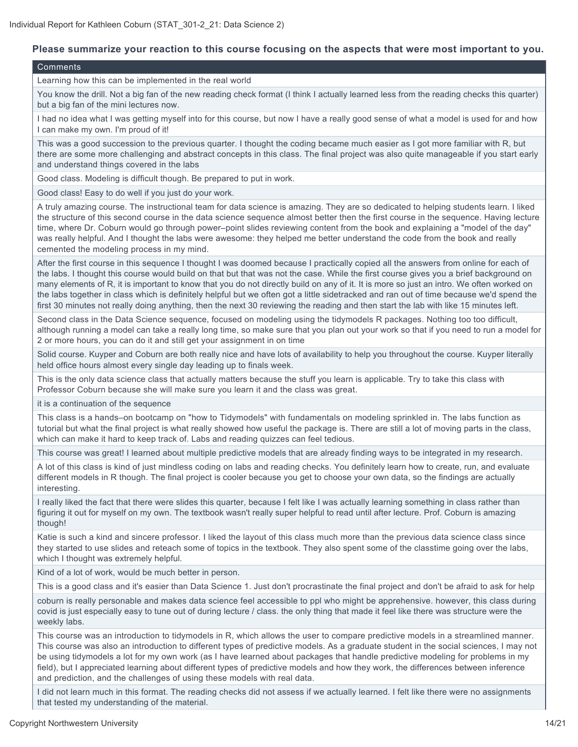**Please summarize your reaction to this course focusing on the aspects that were most important to you.**

| Comments |
| --- |
| Learning how this can be implemented in the real world |
| You know the drill. Not a big fan of the new reading check format (I think I actually learned less from the reading checks this quarter) but a big fan of the mini lectures now. |
| I had no idea what I was getting myself into for this course, but now I have a really good sense of what a model is used for and how I can make my own. I'm proud of it! |
| This was a good succession to the previous quarter. I thought the coding became much easier as I got more familiar with R, but there are some more challenging and abstract concepts in this class. The final project was also quite manageable if you start early and understand things covered in the labs |
| Good class. Modeling is difficult though. Be prepared to put in work. |
| Good class! Easy to do well if you just do your work. |
| A truly amazing course. The instructional team for data science is amazing. They are so dedicated to helping students learn. I liked the structure of this second course in the data science sequence almost better then the first course in the sequence. Having lecture time, where Dr. Coburn would go through power–point slides reviewing content from the book and explaining a "model of the day" was really helpful. And I thought the labs were awesome: they helped me better understand the code from the book and really cemented the modeling process in my mind. |
| After the first course in this sequence I thought I was doomed because I practically copied all the answers from online for each of the labs. I thought this course would build on that but that was not the case. While the first course gives you a brief background on many elements of R, it is important to know that you do not directly build on any of it. It is more so just an intro. We often worked on the labs together in class which is definitely helpful but we often got a little sidetracked and ran out of time because we'd spend the first 30 minutes not really doing anything, then the next 30 reviewing the reading and then start the lab with like 15 minutes left. |
| Second class in the Data Science sequence, focused on modeling using the tidymodels R packages. Nothing too too difficult, although running a model can take a really long time, so make sure that you plan out your work so that if you need to run a model for 2 or more hours, you can do it and still get your assignment in on time |
| Solid course. Kuyper and Coburn are both really nice and have lots of availability to help you throughout the course. Kuyper literally held office hours almost every single day leading up to finals week. |
| This is the only data science class that actually matters because the stuff you learn is applicable. Try to take this class with Professor Coburn because she will make sure you learn it and the class was great. |
| it is a continuation of the sequence |
| This class is a hands–on bootcamp on "how to Tidymodels" with fundamentals on modeling sprinkled in. The labs function as tutorial but what the final project is what really showed how useful the package is. There are still a lot of moving parts in the class, which can make it hard to keep track of. Labs and reading quizzes can feel tedious. |
| This course was great! I learned about multiple predictive models that are already finding ways to be integrated in my research. |
| A lot of this class is kind of just mindless coding on labs and reading checks. You definitely learn how to create, run, and evaluate different models in R though. The final project is cooler because you get to choose your own data, so the findings are actually interesting. |
| I really liked the fact that there were slides this quarter, because I felt like I was actually learning something in class rather than figuring it out for myself on my own. The textbook wasn't really super helpful to read until after lecture. Prof. Coburn is amazing though! |
| Katie is such a kind and sincere professor. I liked the layout of this class much more than the previous data science class since they started to use slides and reteach some of topics in the textbook. They also spent some of the classtime going over the labs, which I thought was extremely helpful. |
| Kind of a lot of work, would be much better in person. |
| This is a good class and it's easier than Data Science 1. Just don't procrastinate the final project and don't be afraid to ask for help |
| coburn is really personable and makes data science feel accessible to ppl who might be apprehensive. however, this class during covid is just especially easy to tune out of during lecture / class. the only thing that made it feel like there was structure were the weekly labs. |
| This course was an introduction to tidymodels in R, which allows the user to compare predictive models in a streamlined manner. This course was also an introduction to different types of predictive models. As a graduate student in the social sciences, I may not be using tidymodels a lot for my own work (as I have learned about packages that handle predictive modeling for problems in my field), but I appreciated learning about different types of predictive models and how they work, the differences between inference and prediction, and the challenges of using these models with real data. |
| I did not learn much in this format. The reading checks did not assess if we actually learned. I felt like there were no assignments that tested my understanding of the material. |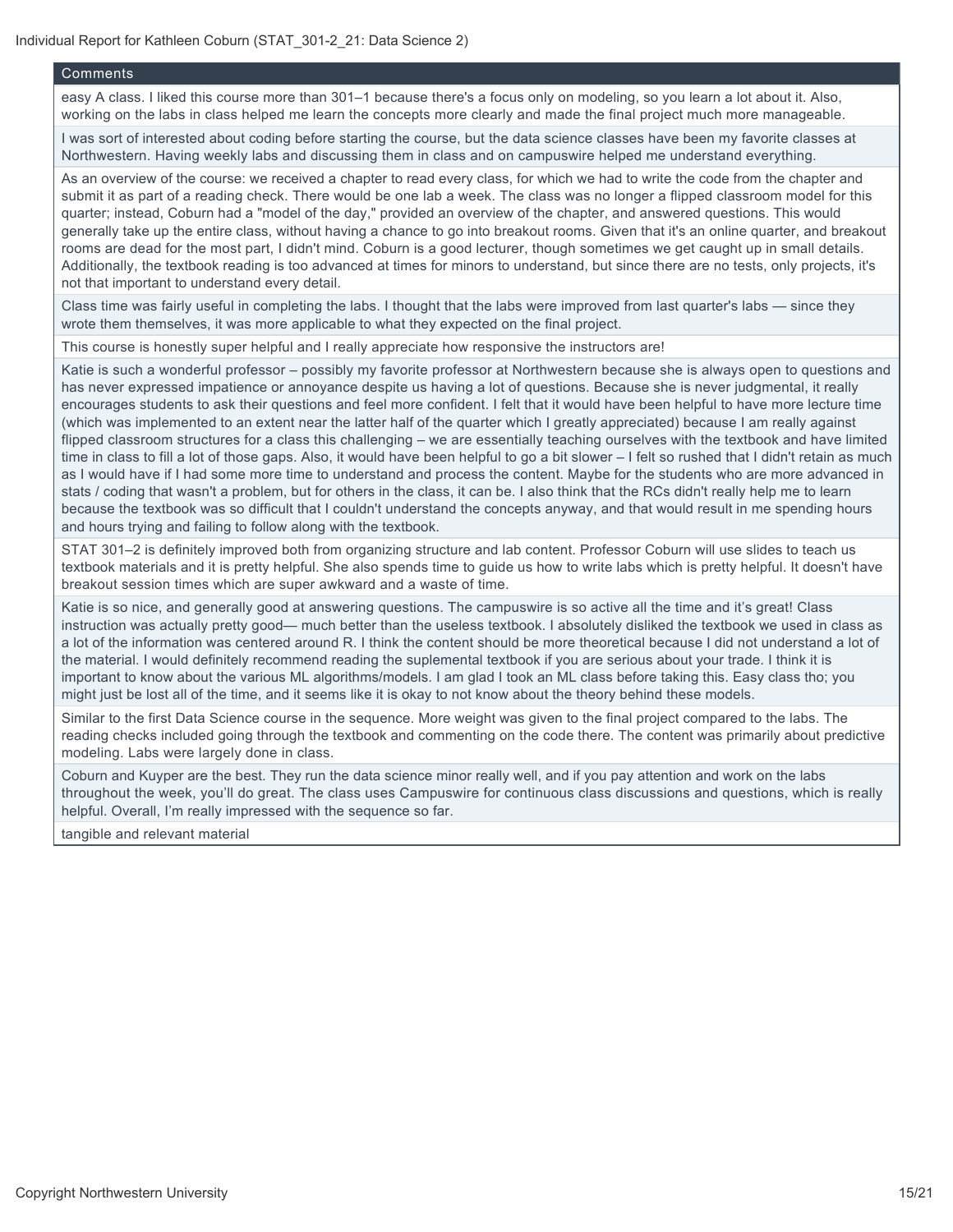## Comments

| Comments |
| --- |
| easy A class. I liked this course more than 301–1 because there's a focus only on modeling, so you learn a lot about it. Also, working on the labs in class helped me learn the concepts more clearly and made the final project much more manageable. |
| I was sort of interested about coding before starting the course, but the data science classes have been my favorite classes at Northwestern. Having weekly labs and discussing them in class and on campuswire helped me understand everything. |
| As an overview of the course: we received a chapter to read every class, for which we had to write the code from the chapter and submit it as part of a reading check. There would be one lab a week. The class was no longer a flipped classroom model for this quarter; instead, Coburn had a "model of the day," provided an overview of the chapter, and answered questions. This would generally take up the entire class, without having a chance to go into breakout rooms. Given that it's an online quarter, and breakout rooms are dead for the most part, I didn't mind. Coburn is a good lecturer, though sometimes we get caught up in small details. Additionally, the textbook reading is too advanced at times for minors to understand, but since there are no tests, only projects, it's not that important to understand every detail. |
| Class time was fairly useful in completing the labs. I thought that the labs were improved from last quarter's labs — since they wrote them themselves, it was more applicable to what they expected on the final project. |
| This course is honestly super helpful and I really appreciate how responsive the instructors are! |
| Katie is such a wonderful professor – possibly my favorite professor at Northwestern because she is always open to questions and has never expressed impatience or annoyance despite us having a lot of questions. Because she is never judgmental, it really encourages students to ask their questions and feel more confident. I felt that it would have been helpful to have more lecture time (which was implemented to an extent near the latter half of the quarter which I greatly appreciated) because I am really against flipped classroom structures for a class this challenging – we are essentially teaching ourselves with the textbook and have limited time in class to fill a lot of those gaps. Also, it would have been helpful to go a bit slower – I felt so rushed that I didn't retain as much as I would have if I had some more time to understand and process the content. Maybe for the students who are more advanced in stats / coding that wasn't a problem, but for others in the class, it can be. I also think that the RCs didn't really help me to learn because the textbook was so difficult that I couldn't understand the concepts anyway, and that would result in me spending hours and hours trying and failing to follow along with the textbook. |
| STAT 301–2 is definitely improved both from organizing structure and lab content. Professor Coburn will use slides to teach us textbook materials and it is pretty helpful. She also spends time to guide us how to write labs which is pretty helpful. It doesn't have breakout session times which are super awkward and a waste of time. |
| Katie is so nice, and generally good at answering questions. The campuswire is so active all the time and it's great! Class instruction was actually pretty good— much better than the useless textbook. I absolutely disliked the textbook we used in class as a lot of the information was centered around R. I think the content should be more theoretical because I did not understand a lot of the material. I would definitely recommend reading the suplemental textbook if you are serious about your trade. I think it is important to know about the various ML algorithms/models. I am glad I took an ML class before taking this. Easy class tho; you might just be lost all of the time, and it seems like it is okay to not know about the theory behind these models. |
| Similar to the first Data Science course in the sequence. More weight was given to the final project compared to the labs. The reading checks included going through the textbook and commenting on the code there. The content was primarily about predictive modeling. Labs were largely done in class. |
| Coburn and Kuyper are the best. They run the data science minor really well, and if you pay attention and work on the labs throughout the week, you'll do great. The class uses Campuswire for continuous class discussions and questions, which is really helpful. Overall, I'm really impressed with the sequence so far. |
| tangible and relevant material |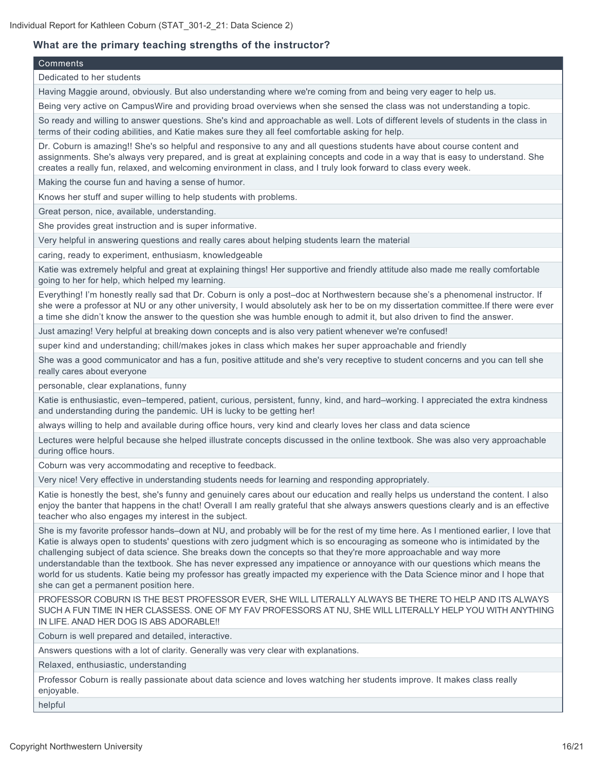### What are the primary teaching strengths of the instructor?

| Comments |
| --- |
| Dedicated to her students |
| Having Maggie around, obviously. But also understanding where we're coming from and being very eager to help us. |
| Being very active on CampusWire and providing broad overviews when she sensed the class was not understanding a topic. |
| So ready and willing to answer questions. She's kind and approachable as well. Lots of different levels of students in the class in terms of their coding abilities, and Katie makes sure they all feel comfortable asking for help. |
| Dr. Coburn is amazing!! She's so helpful and responsive to any and all questions students have about course content and assignments. She's always very prepared, and is great at explaining concepts and code in a way that is easy to understand. She creates a really fun, relaxed, and welcoming environment in class, and I truly look forward to class every week. |
| Making the course fun and having a sense of humor. |
| Knows her stuff and super willing to help students with problems. |
| Great person, nice, available, understanding. |
| She provides great instruction and is super informative. |
| Very helpful in answering questions and really cares about helping students learn the material |
| caring, ready to experiment, enthusiasm, knowledgeable |
| Katie was extremely helpful and great at explaining things! Her supportive and friendly attitude also made me really comfortable going to her for help, which helped my learning. |
| Everything! I'm honestly really sad that Dr. Coburn is only a post–doc at Northwestern because she's a phenomenal instructor. If she were a professor at NU or any other university, I would absolutely ask her to be on my dissertation committee.If there were ever a time she didn't know the answer to the question she was humble enough to admit it, but also driven to find the answer. |
| Just amazing! Very helpful at breaking down concepts and is also very patient whenever we're confused! |
| super kind and understanding; chill/makes jokes in class which makes her super approachable and friendly |
| She was a good communicator and has a fun, positive attitude and she's very receptive to student concerns and you can tell she really cares about everyone |
| personable, clear explanations, funny |
| Katie is enthusiastic, even–tempered, patient, curious, persistent, funny, kind, and hard–working. I appreciated the extra kindness and understanding during the pandemic. UH is lucky to be getting her! |
| always willing to help and available during office hours, very kind and clearly loves her class and data science |
| Lectures were helpful because she helped illustrate concepts discussed in the online textbook. She was also very approachable during office hours. |
| Coburn was very accommodating and receptive to feedback. |
| Very nice! Very effective in understanding students needs for learning and responding appropriately. |
| Katie is honestly the best, she's funny and genuinely cares about our education and really helps us understand the content. I also enjoy the banter that happens in the chat! Overall I am really grateful that she always answers questions clearly and is an effective teacher who also engages my interest in the subject. |
| She is my favorite professor hands–down at NU, and probably will be for the rest of my time here. As I mentioned earlier, I love that Katie is always open to students' questions with zero judgment which is so encouraging as someone who is intimidated by the challenging subject of data science. She breaks down the concepts so that they're more approachable and way more understandable than the textbook. She has never expressed any impatience or annoyance with our questions which means the world for us students. Katie being my professor has greatly impacted my experience with the Data Science minor and I hope that she can get a permanent position here. |
| PROFESSOR COBURN IS THE BEST PROFESSOR EVER, SHE WILL LITERALLY ALWAYS BE THERE TO HELP AND ITS ALWAYS SUCH A FUN TIME IN HER CLASSESS. ONE OF MY FAV PROFESSORS AT NU, SHE WILL LITERALLY HELP YOU WITH ANYTHING IN LIFE. ANAD HER DOG IS ABS ADORABLE!! |
| Coburn is well prepared and detailed, interactive. |
| Answers questions with a lot of clarity. Generally was very clear with explanations. |
| Relaxed, enthusiastic, understanding |
| Professor Coburn is really passionate about data science and loves watching her students improve. It makes class really enjoyable. |
| helpful |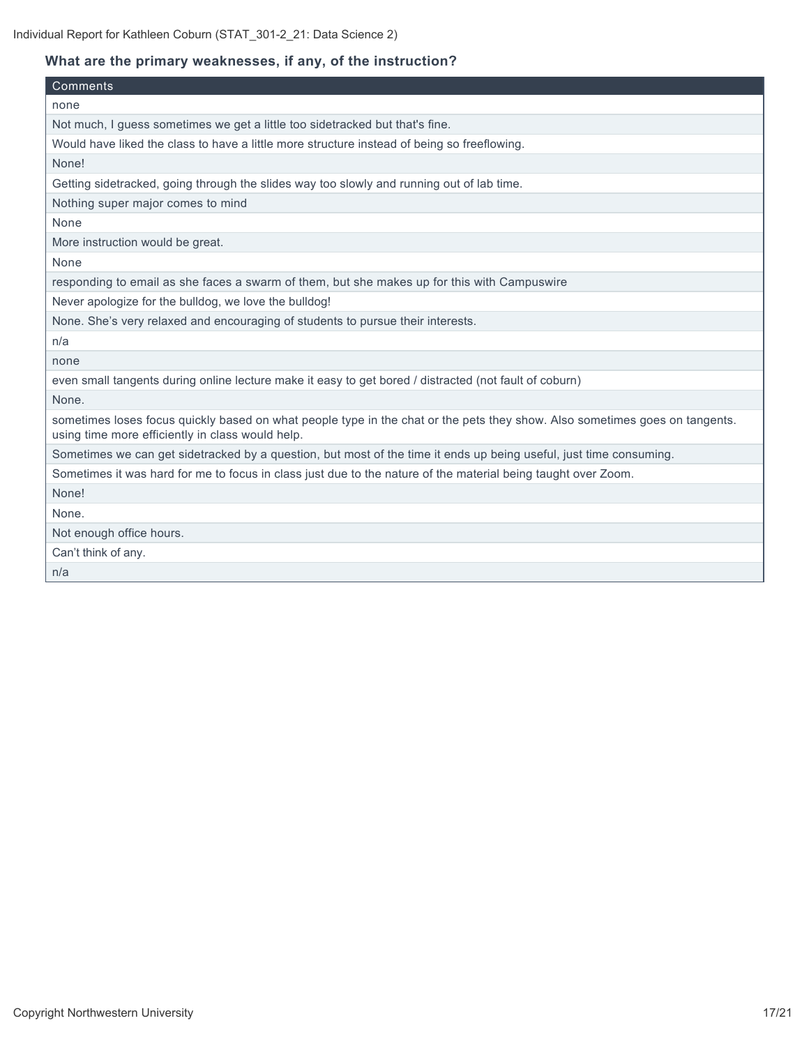### What are the primary weaknesses, if any, of the instruction?

| Comments |
| --- |
| none |
| Not much, I guess sometimes we get a little too sidetracked but that's fine. |
| Would have liked the class to have a little more structure instead of being so freeflowing. |
| None! |
| Getting sidetracked, going through the slides way too slowly and running out of lab time. |
| Nothing super major comes to mind |
| None |
| More instruction would be great. |
| None |
| responding to email as she faces a swarm of them, but she makes up for this with Campuswire |
| Never apologize for the bulldog, we love the bulldog! |
| None. She's very relaxed and encouraging of students to pursue their interests. |
| n/a |
| none |
| even small tangents during online lecture make it easy to get bored / distracted (not fault of coburn) |
| None. |
| sometimes loses focus quickly based on what people type in the chat or the pets they show. Also sometimes goes on tangents. using time more efficiently in class would help. |
| Sometimes we can get sidetracked by a question, but most of the time it ends up being useful, just time consuming. |
| Sometimes it was hard for me to focus in class just due to the nature of the material being taught over Zoom. |
| None! |
| None. |
| Not enough office hours. |
| Can't think of any. |
| n/a |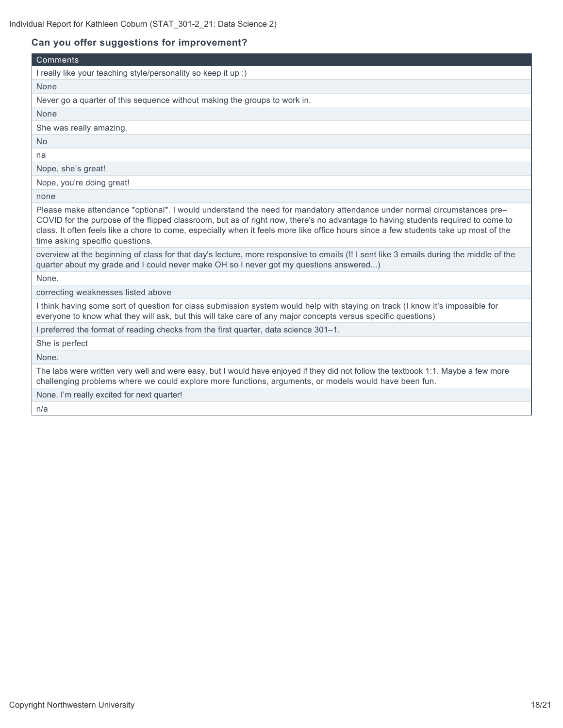### Can you offer suggestions for improvement?

| Comments |
|---|
| I really like your teaching style/personality so keep it up :) |
| None |
| Never go a quarter of this sequence without making the groups to work in. |
| None |
| She was really amazing. |
| No |
| na |
| Nope, she’s great! |
| Nope, you're doing great! |
| none |
| Please make attendance *optional*. I would understand the need for mandatory attendance under normal circumstances pre–COVID for the purpose of the flipped classroom, but as of right now, there's no advantage to having students required to come to class. It often feels like a chore to come, especially when it feels more like office hours since a few students take up most of the time asking specific questions. |
| overview at the beginning of class for that day's lecture, more responsive to emails (!! I sent like 3 emails during the middle of the quarter about my grade and I could never make OH so I never got my questions answered...) |
| None. |
| correcting weaknesses listed above |
| I think having some sort of question for class submission system would help with staying on track (I know it's impossible for everyone to know what they will ask, but this will take care of any major concepts versus specific questions) |
| I preferred the format of reading checks from the first quarter, data science 301–1. |
| She is perfect |
| None. |
| The labs were written very well and were easy, but I would have enjoyed if they did not follow the textbook 1:1. Maybe a few more challenging problems where we could explore more functions, arguments, or models would have been fun. |
| None. I’m really excited for next quarter! |
| n/a |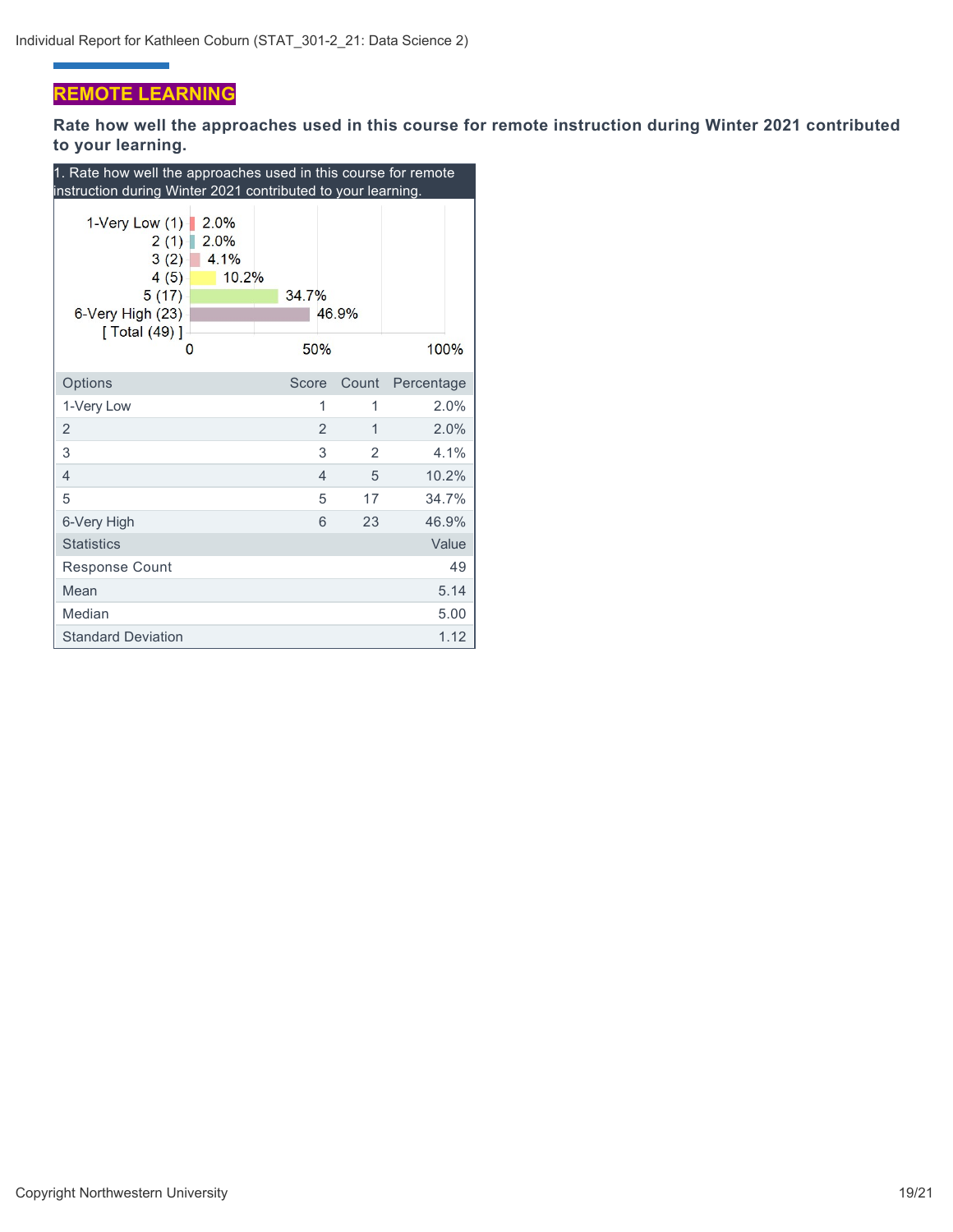## REMOTE LEARNING

**Rate how well the approaches used in this course for remote instruction during Winter 2021 contributed to your learning.**

1. Rate how well the approaches used in this course for remote instruction during Winter 2021 contributed to your learning.

| Options | Score | Count | Percentage |
|---|---|---|---|
| 1-Very Low | 1 | 1 | 2.0% |
| 2 | 2 | 1 | 2.0% |
| 3 | 3 | 2 | 4.1% |
| 4 | 4 | 5 | 10.2% |
| 5 | 5 | 17 | 34.7% |
| 6-Very High | 6 | 23 | 46.9% |

| Statistics | Value |
|---|---|
| Response Count | 49 |
| Mean | 5.14 |
| Median | 5.00 |
| Standard Deviation | 1.12 |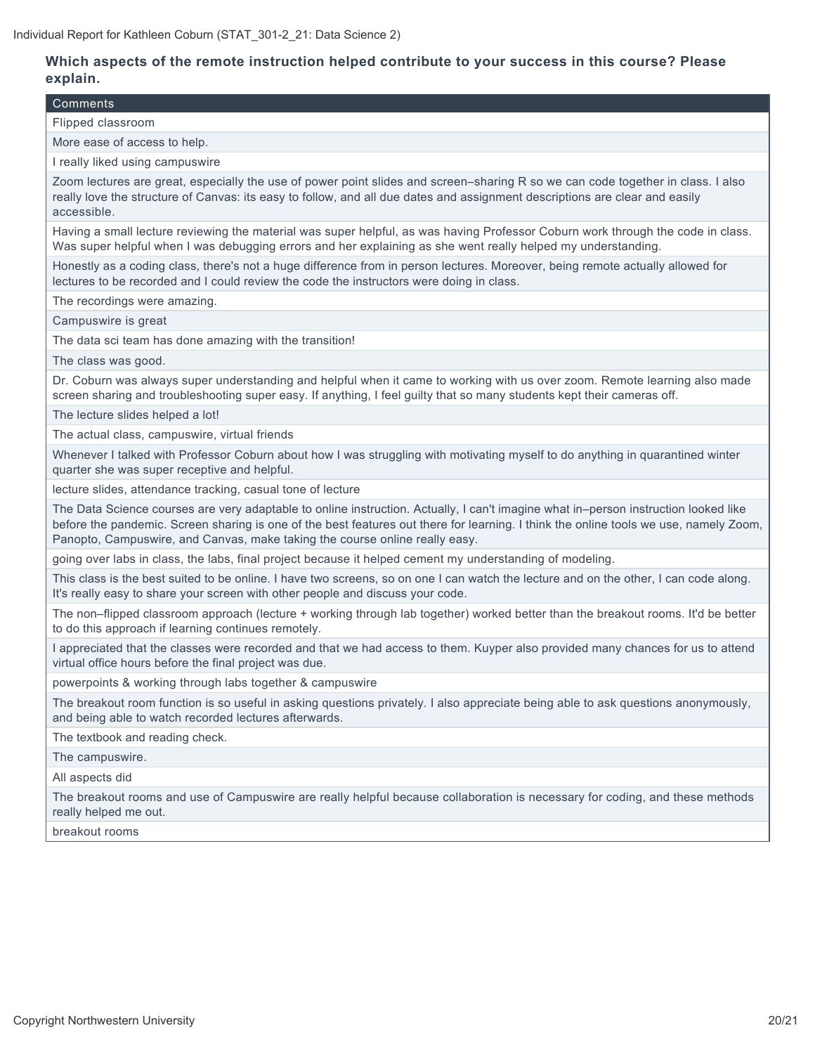**Which aspects of the remote instruction helped contribute to your success in this course? Please explain.**

| Comments |
|---|
| Flipped classroom |
| More ease of access to help. |
| I really liked using campuswire |
| Zoom lectures are great, especially the use of power point slides and screen–sharing R so we can code together in class. I also really love the structure of Canvas: its easy to follow, and all due dates and assignment descriptions are clear and easily accessible. |
| Having a small lecture reviewing the material was super helpful, as was having Professor Coburn work through the code in class. Was super helpful when I was debugging errors and her explaining as she went really helped my understanding. |
| Honestly as a coding class, there's not a huge difference from in person lectures. Moreover, being remote actually allowed for lectures to be recorded and I could review the code the instructors were doing in class. |
| The recordings were amazing. |
| Campuswire is great |
| The data sci team has done amazing with the transition! |
| The class was good. |
| Dr. Coburn was always super understanding and helpful when it came to working with us over zoom. Remote learning also made screen sharing and troubleshooting super easy. If anything, I feel guilty that so many students kept their cameras off. |
| The lecture slides helped a lot! |
| The actual class, campuswire, virtual friends |
| Whenever I talked with Professor Coburn about how I was struggling with motivating myself to do anything in quarantined winter quarter she was super receptive and helpful. |
| lecture slides, attendance tracking, casual tone of lecture |
| The Data Science courses are very adaptable to online instruction. Actually, I can't imagine what in–person instruction looked like before the pandemic. Screen sharing is one of the best features out there for learning. I think the online tools we use, namely Zoom, Panopto, Campuswire, and Canvas, make taking the course online really easy. |
| going over labs in class, the labs, final project because it helped cement my understanding of modeling. |
| This class is the best suited to be online. I have two screens, so on one I can watch the lecture and on the other, I can code along. It's really easy to share your screen with other people and discuss your code. |
| The non–flipped classroom approach (lecture + working through lab together) worked better than the breakout rooms. It'd be better to do this approach if learning continues remotely. |
| I appreciated that the classes were recorded and that we had access to them. Kuyper also provided many chances for us to attend virtual office hours before the final project was due. |
| powerpoints & working through labs together & campuswire |
| The breakout room function is so useful in asking questions privately. I also appreciate being able to ask questions anonymously, and being able to watch recorded lectures afterwards. |
| The textbook and reading check. |
| The campuswire. |
| All aspects did |
| The breakout rooms and use of Campuswire are really helpful because collaboration is necessary for coding, and these methods really helped me out. |
| breakout rooms |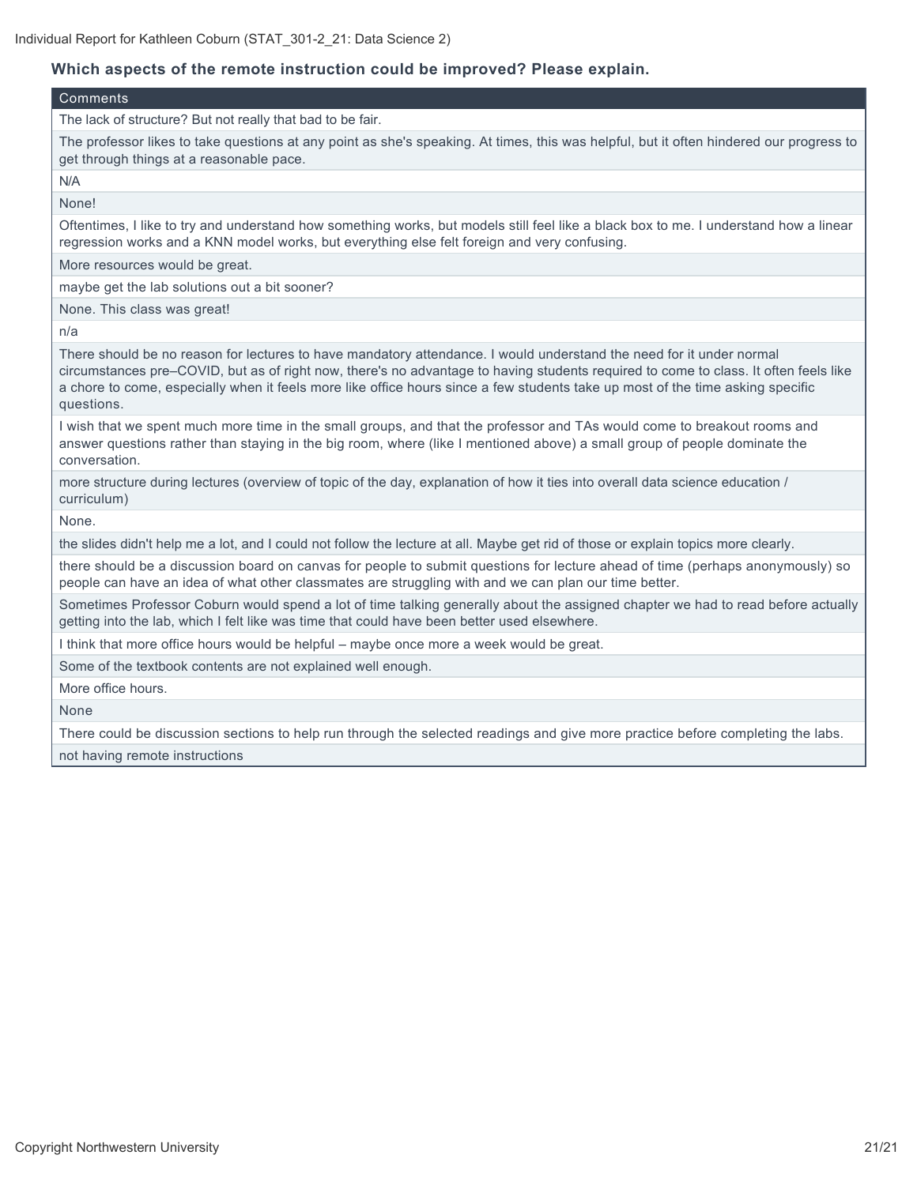**Which aspects of the remote instruction could be improved? Please explain.**

| Comments |
| --- |
| The lack of structure? But not really that bad to be fair. |
| The professor likes to take questions at any point as she's speaking. At times, this was helpful, but it often hindered our progress to get through things at a reasonable pace. |
| N/A |
| None! |
| Oftentimes, I like to try and understand how something works, but models still feel like a black box to me. I understand how a linear regression works and a KNN model works, but everything else felt foreign and very confusing. |
| More resources would be great. |
| maybe get the lab solutions out a bit sooner? |
| None. This class was great! |
| n/a |
| There should be no reason for lectures to have mandatory attendance. I would understand the need for it under normal circumstances pre–COVID, but as of right now, there's no advantage to having students required to come to class. It often feels like a chore to come, especially when it feels more like office hours since a few students take up most of the time asking specific questions. |
| I wish that we spent much more time in the small groups, and that the professor and TAs would come to breakout rooms and answer questions rather than staying in the big room, where (like I mentioned above) a small group of people dominate the conversation. |
| more structure during lectures (overview of topic of the day, explanation of how it ties into overall data science education / curriculum) |
| None. |
| the slides didn't help me a lot, and I could not follow the lecture at all. Maybe get rid of those or explain topics more clearly. |
| there should be a discussion board on canvas for people to submit questions for lecture ahead of time (perhaps anonymously) so people can have an idea of what other classmates are struggling with and we can plan our time better. |
| Sometimes Professor Coburn would spend a lot of time talking generally about the assigned chapter we had to read before actually getting into the lab, which I felt like was time that could have been better used elsewhere. |
| I think that more office hours would be helpful – maybe once more a week would be great. |
| Some of the textbook contents are not explained well enough. |
| More office hours. |
| None |
| There could be discussion sections to help run through the selected readings and give more practice before completing the labs. |
| not having remote instructions |